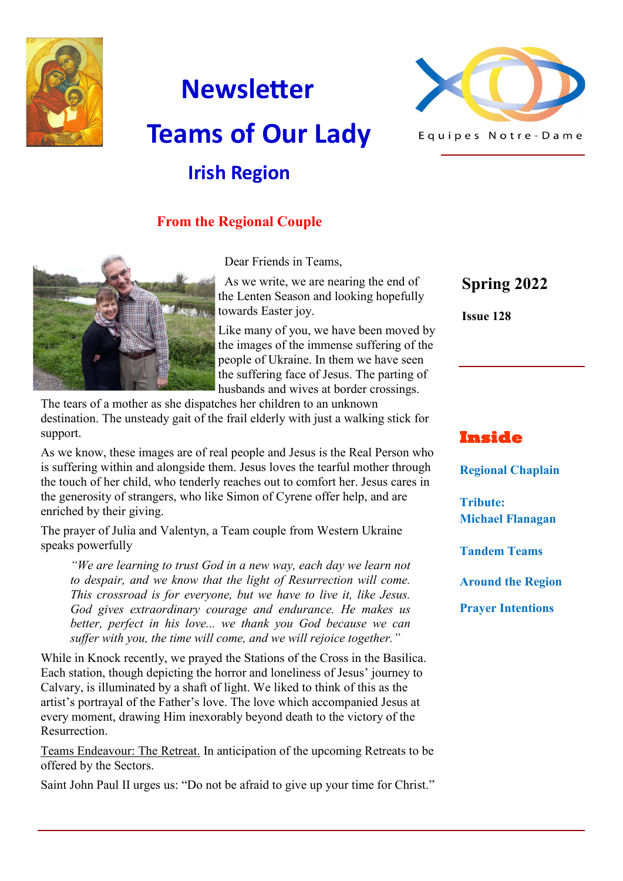# Newsletter

# Teams of Our Lady

## Irish Region

Equipes Notre-Dame

**Spring 2022**

**Issue 128**

### Inside

**Regional Chaplain**

**Tribute: Michael Flanagan**

**Tandem Teams**

**Around the Region**

**Prayer Intentions**

## From the Regional Couple

Dear Friends in Teams,

As we write, we are nearing the end of the Lenten Season and looking hopefully towards Easter joy.

Like many of you, we have been moved by the images of the immense suffering of the people of Ukraine. In them we have seen the suffering face of Jesus. The parting of husbands and wives at border crossings. The tears of a mother as she dispatches her children to an unknown destination. The unsteady gait of the frail elderly with just a walking stick for support.

As we know, these images are of real people and Jesus is the Real Person who is suffering within and alongside them. Jesus loves the tearful mother through the touch of her child, who tenderly reaches out to comfort her. Jesus cares in the generosity of strangers, who like Simon of Cyrene offer help, and are enriched by their giving.

The prayer of Julia and Valentyn, a Team couple from Western Ukraine speaks powerfully

> *"We are learning to trust God in a new way, each day we learn not to despair, and we know that the light of Resurrection will come. This crossroad is for everyone, but we have to live it, like Jesus. God gives extraordinary courage and endurance. He makes us better, perfect in his love... we thank you God because we can suffer with you, the time will come, and we will rejoice together."*

While in Knock recently, we prayed the Stations of the Cross in the Basilica. Each station, though depicting the horror and loneliness of Jesus' journey to Calvary, is illuminated by a shaft of light. We liked to think of this as the artist's portrayal of the Father's love. The love which accompanied Jesus at every moment, drawing Him inexorably beyond death to the victory of the Resurrection.

Teams Endeavour: The Retreat. In anticipation of the upcoming Retreats to be offered by the Sectors.

Saint John Paul II urges us: "Do not be afraid to give up your time for Christ."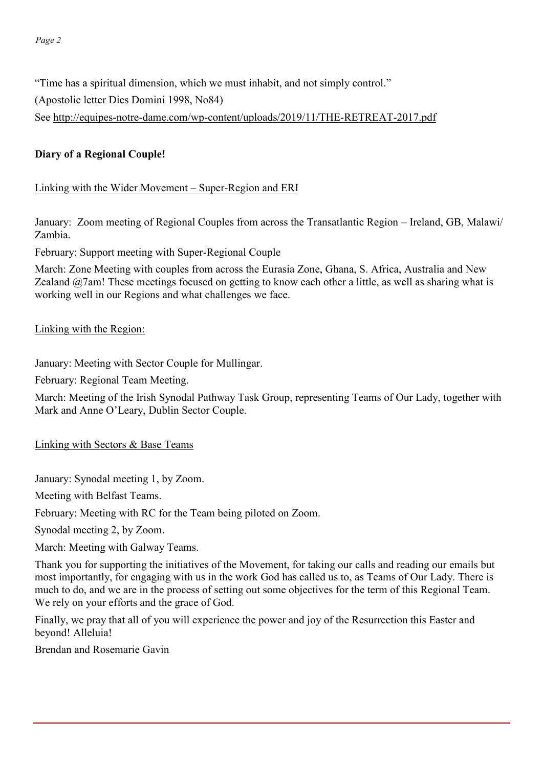"Time has a spiritual dimension, which we must inhabit, and not simply control."

(Apostolic letter Dies Domini 1998, No84)

See http://equipes-notre-dame.com/wp-content/uploads/2019/11/THE-RETREAT-2017.pdf

**Diary of a Regional Couple!**

Linking with the Wider Movement – Super-Region and ERI

January: Zoom meeting of Regional Couples from across the Transatlantic Region – Ireland, GB, Malawi/ Zambia.

February: Support meeting with Super-Regional Couple

March: Zone Meeting with couples from across the Eurasia Zone, Ghana, S. Africa, Australia and New Zealand @7am! These meetings focused on getting to know each other a little, as well as sharing what is working well in our Regions and what challenges we face.

Linking with the Region:

January: Meeting with Sector Couple for Mullingar.

February: Regional Team Meeting.

March: Meeting of the Irish Synodal Pathway Task Group, representing Teams of Our Lady, together with Mark and Anne O'Leary, Dublin Sector Couple.

Linking with Sectors & Base Teams

January: Synodal meeting 1, by Zoom.

Meeting with Belfast Teams.

February: Meeting with RC for the Team being piloted on Zoom.

Synodal meeting 2, by Zoom.

March: Meeting with Galway Teams.

Thank you for supporting the initiatives of the Movement, for taking our calls and reading our emails but most importantly, for engaging with us in the work God has called us to, as Teams of Our Lady. There is much to do, and we are in the process of setting out some objectives for the term of this Regional Team. We rely on your efforts and the grace of God.

Finally, we pray that all of you will experience the power and joy of the Resurrection this Easter and beyond! Alleluia!

Brendan and Rosemarie Gavin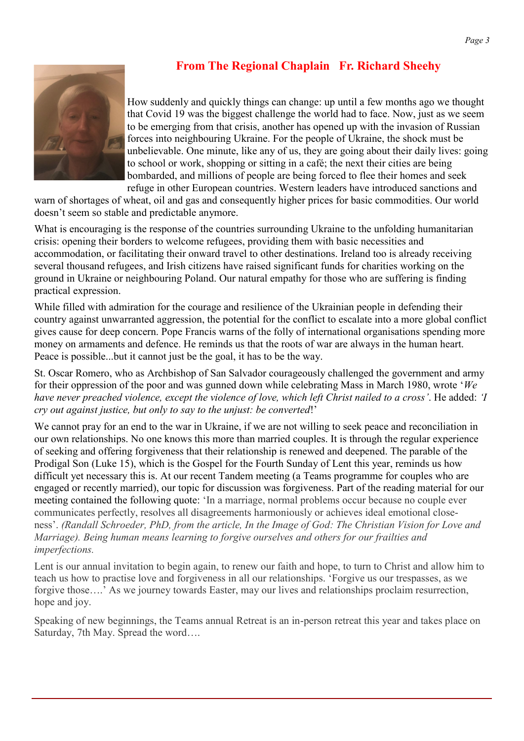## From The Regional Chaplain Fr. Richard Sheehy

How suddenly and quickly things can change: up until a few months ago we thought that Covid 19 was the biggest challenge the world had to face. Now, just as we seem to be emerging from that crisis, another has opened up with the invasion of Russian forces into neighbouring Ukraine. For the people of Ukraine, the shock must be unbelievable. One minute, like any of us, they are going about their daily lives: going to school or work, shopping or sitting in a café; the next their cities are being bombarded, and millions of people are being forced to flee their homes and seek refuge in other European countries. Western leaders have introduced sanctions and warn of shortages of wheat, oil and gas and consequently higher prices for basic commodities. Our world doesn't seem so stable and predictable anymore.

What is encouraging is the response of the countries surrounding Ukraine to the unfolding humanitarian crisis: opening their borders to welcome refugees, providing them with basic necessities and accommodation, or facilitating their onward travel to other destinations. Ireland too is already receiving several thousand refugees, and Irish citizens have raised significant funds for charities working on the ground in Ukraine or neighbouring Poland. Our natural empathy for those who are suffering is finding practical expression.

While filled with admiration for the courage and resilience of the Ukrainian people in defending their country against unwarranted aggression, the potential for the conflict to escalate into a more global conflict gives cause for deep concern. Pope Francis warns of the folly of international organisations spending more money on armaments and defence. He reminds us that the roots of war are always in the human heart. Peace is possible...but it cannot just be the goal, it has to be the way.

St. Oscar Romero, who as Archbishop of San Salvador courageously challenged the government and army for their oppression of the poor and was gunned down while celebrating Mass in March 1980, wrote '*We have never preached violence, except the violence of love, which left Christ nailed to a cross'*. He added: *'I cry out against justice, but only to say to the unjust: be converted*!'

We cannot pray for an end to the war in Ukraine, if we are not willing to seek peace and reconciliation in our own relationships. No one knows this more than married couples. It is through the regular experience of seeking and offering forgiveness that their relationship is renewed and deepened. The parable of the Prodigal Son (Luke 15), which is the Gospel for the Fourth Sunday of Lent this year, reminds us how difficult yet necessary this is. At our recent Tandem meeting (a Teams programme for couples who are engaged or recently married), our topic for discussion was forgiveness. Part of the reading material for our meeting contained the following quote: 'In a marriage, normal problems occur because no couple ever communicates perfectly, resolves all disagreements harmoniously or achieves ideal emotional closeness'. *(Randall Schroeder, PhD, from the article, In the Image of God: The Christian Vision for Love and Marriage). Being human means learning to forgive ourselves and others for our frailties and imperfections.*

Lent is our annual invitation to begin again, to renew our faith and hope, to turn to Christ and allow him to teach us how to practise love and forgiveness in all our relationships. 'Forgive us our trespasses, as we forgive those….' As we journey towards Easter, may our lives and relationships proclaim resurrection, hope and joy.

Speaking of new beginnings, the Teams annual Retreat is an in-person retreat this year and takes place on Saturday, 7th May. Spread the word….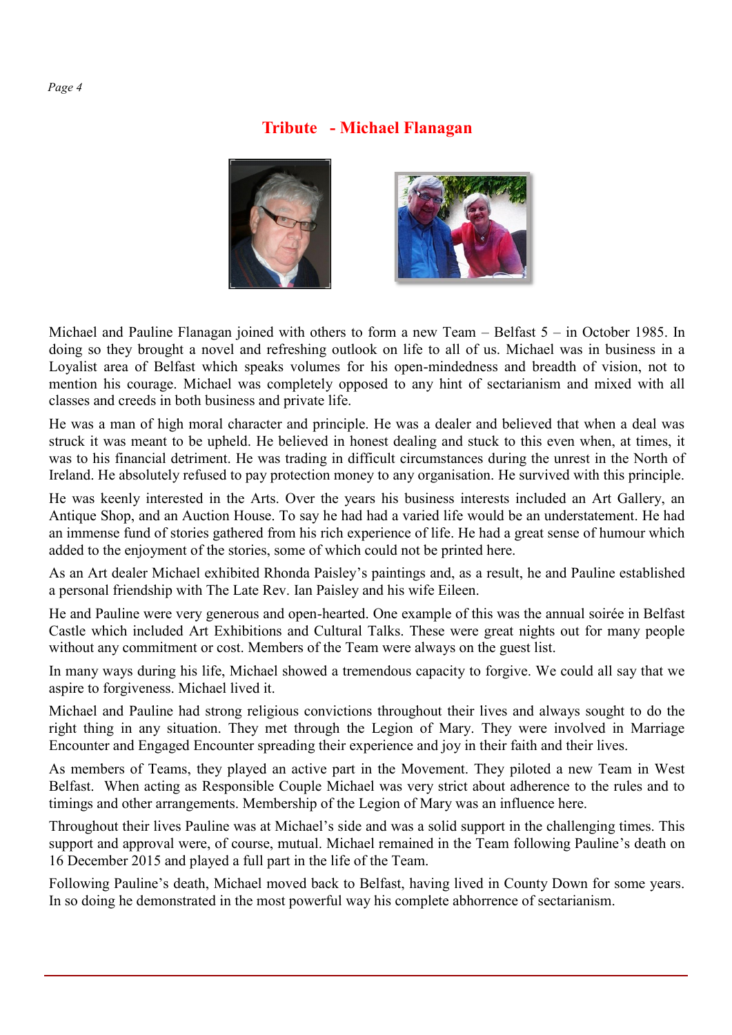## Tribute - Michael Flanagan

Michael and Pauline Flanagan joined with others to form a new Team – Belfast 5 – in October 1985. In doing so they brought a novel and refreshing outlook on life to all of us. Michael was in business in a Loyalist area of Belfast which speaks volumes for his open-mindedness and breadth of vision, not to mention his courage. Michael was completely opposed to any hint of sectarianism and mixed with all classes and creeds in both business and private life.

He was a man of high moral character and principle. He was a dealer and believed that when a deal was struck it was meant to be upheld. He believed in honest dealing and stuck to this even when, at times, it was to his financial detriment. He was trading in difficult circumstances during the unrest in the North of Ireland. He absolutely refused to pay protection money to any organisation. He survived with this principle.

He was keenly interested in the Arts. Over the years his business interests included an Art Gallery, an Antique Shop, and an Auction House. To say he had had a varied life would be an understatement. He had an immense fund of stories gathered from his rich experience of life. He had a great sense of humour which added to the enjoyment of the stories, some of which could not be printed here.

As an Art dealer Michael exhibited Rhonda Paisley's paintings and, as a result, he and Pauline established a personal friendship with The Late Rev. Ian Paisley and his wife Eileen.

He and Pauline were very generous and open-hearted. One example of this was the annual soirée in Belfast Castle which included Art Exhibitions and Cultural Talks. These were great nights out for many people without any commitment or cost. Members of the Team were always on the guest list.

In many ways during his life, Michael showed a tremendous capacity to forgive. We could all say that we aspire to forgiveness. Michael lived it.

Michael and Pauline had strong religious convictions throughout their lives and always sought to do the right thing in any situation. They met through the Legion of Mary. They were involved in Marriage Encounter and Engaged Encounter spreading their experience and joy in their faith and their lives.

As members of Teams, they played an active part in the Movement. They piloted a new Team in West Belfast. When acting as Responsible Couple Michael was very strict about adherence to the rules and to timings and other arrangements. Membership of the Legion of Mary was an influence here.

Throughout their lives Pauline was at Michael's side and was a solid support in the challenging times. This support and approval were, of course, mutual. Michael remained in the Team following Pauline's death on 16 December 2015 and played a full part in the life of the Team.

Following Pauline's death, Michael moved back to Belfast, having lived in County Down for some years. In so doing he demonstrated in the most powerful way his complete abhorrence of sectarianism.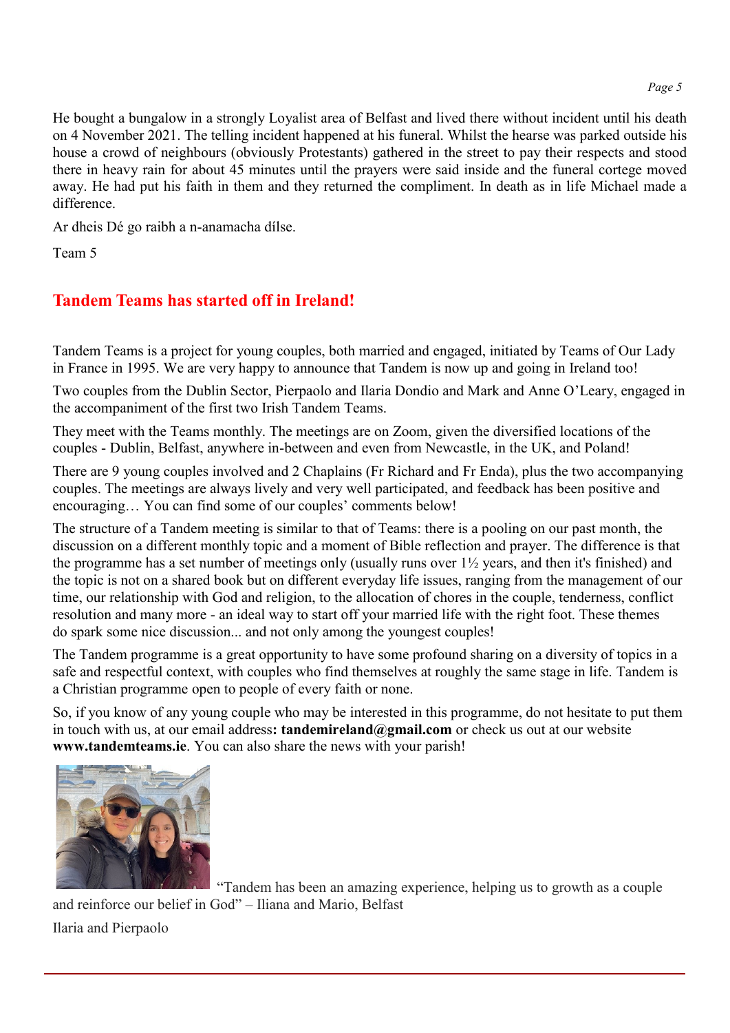He bought a bungalow in a strongly Loyalist area of Belfast and lived there without incident until his death on 4 November 2021. The telling incident happened at his funeral. Whilst the hearse was parked outside his house a crowd of neighbours (obviously Protestants) gathered in the street to pay their respects and stood there in heavy rain for about 45 minutes until the prayers were said inside and the funeral cortege moved away. He had put his faith in them and they returned the compliment. In death as in life Michael made a difference.

Ar dheis Dé go raibh a n-anamacha dílse.

Team 5

## Tandem Teams has started off in Ireland!

Tandem Teams is a project for young couples, both married and engaged, initiated by Teams of Our Lady in France in 1995. We are very happy to announce that Tandem is now up and going in Ireland too!

Two couples from the Dublin Sector, Pierpaolo and Ilaria Dondio and Mark and Anne O'Leary, engaged in the accompaniment of the first two Irish Tandem Teams.

They meet with the Teams monthly. The meetings are on Zoom, given the diversified locations of the couples - Dublin, Belfast, anywhere in-between and even from Newcastle, in the UK, and Poland!

There are 9 young couples involved and 2 Chaplains (Fr Richard and Fr Enda), plus the two accompanying couples. The meetings are always lively and very well participated, and feedback has been positive and encouraging… You can find some of our couples' comments below!

The structure of a Tandem meeting is similar to that of Teams: there is a pooling on our past month, the discussion on a different monthly topic and a moment of Bible reflection and prayer. The difference is that the programme has a set number of meetings only (usually runs over 1½ years, and then it's finished) and the topic is not on a shared book but on different everyday life issues, ranging from the management of our time, our relationship with God and religion, to the allocation of chores in the couple, tenderness, conflict resolution and many more - an ideal way to start off your married life with the right foot. These themes do spark some nice discussion... and not only among the youngest couples!

The Tandem programme is a great opportunity to have some profound sharing on a diversity of topics in a safe and respectful context, with couples who find themselves at roughly the same stage in life. Tandem is a Christian programme open to people of every faith or none.

So, if you know of any young couple who may be interested in this programme, do not hesitate to put them in touch with us, at our email address**: tandemireland@gmail.com** or check us out at our website **www.tandemteams.ie**. You can also share the news with your parish!

"Tandem has been an amazing experience, helping us to growth as a couple and reinforce our belief in God" – Iliana and Mario, Belfast

Ilaria and Pierpaolo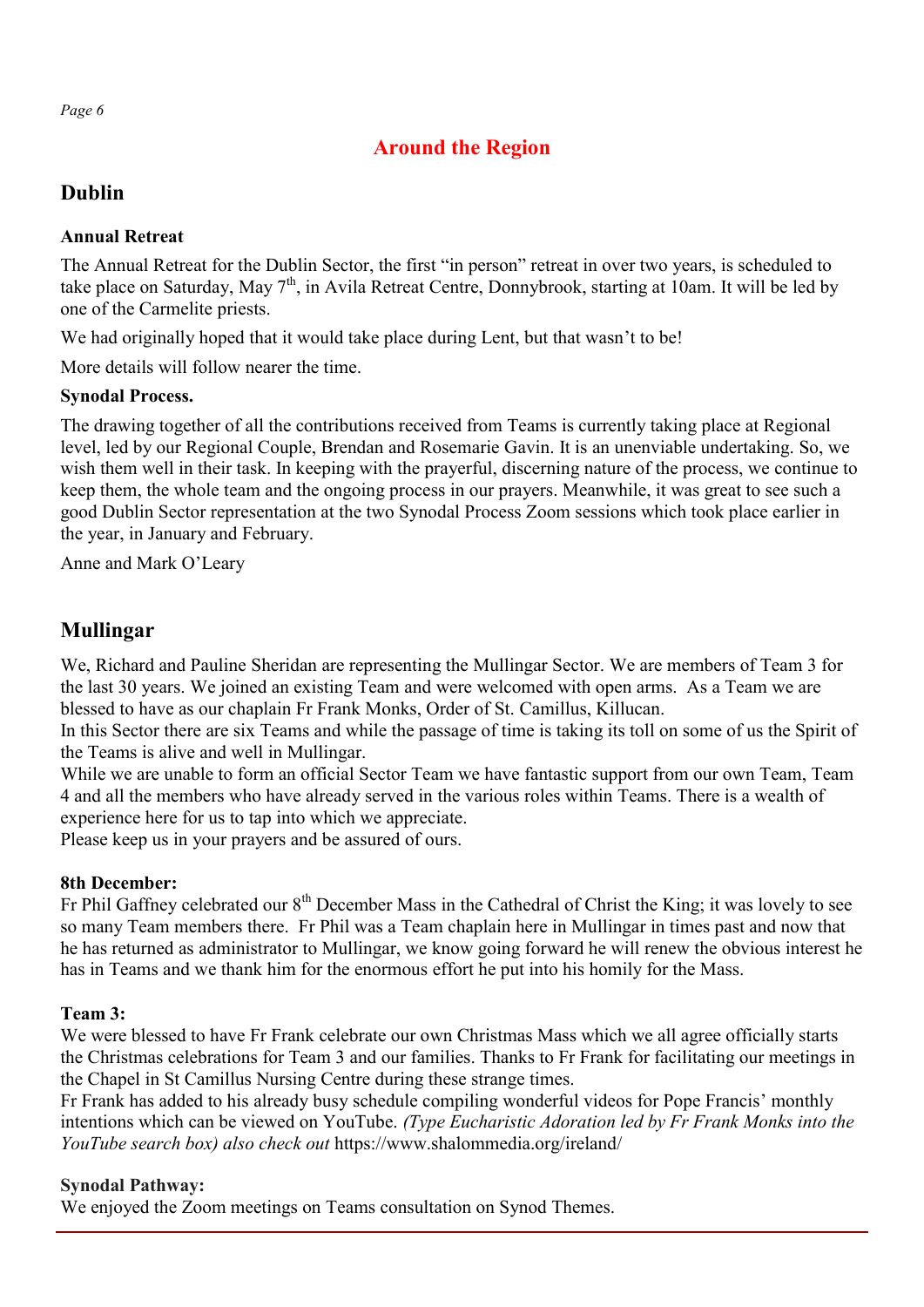# Around the Region

## Dublin

**Annual Retreat**

The Annual Retreat for the Dublin Sector, the first "in person" retreat in over two years, is scheduled to take place on Saturday, May 7th, in Avila Retreat Centre, Donnybrook, starting at 10am. It will be led by one of the Carmelite priests.

We had originally hoped that it would take place during Lent, but that wasn't to be!

More details will follow nearer the time.

**Synodal Process.**

The drawing together of all the contributions received from Teams is currently taking place at Regional level, led by our Regional Couple, Brendan and Rosemarie Gavin. It is an unenviable undertaking. So, we wish them well in their task. In keeping with the prayerful, discerning nature of the process, we continue to keep them, the whole team and the ongoing process in our prayers. Meanwhile, it was great to see such a good Dublin Sector representation at the two Synodal Process Zoom sessions which took place earlier in the year, in January and February.

Anne and Mark O'Leary

## Mullingar

We, Richard and Pauline Sheridan are representing the Mullingar Sector. We are members of Team 3 for the last 30 years. We joined an existing Team and were welcomed with open arms. As a Team we are blessed to have as our chaplain Fr Frank Monks, Order of St. Camillus, Killucan.
In this Sector there are six Teams and while the passage of time is taking its toll on some of us the Spirit of the Teams is alive and well in Mullingar.
While we are unable to form an official Sector Team we have fantastic support from our own Team, Team 4 and all the members who have already served in the various roles within Teams. There is a wealth of experience here for us to tap into which we appreciate.
Please keep us in your prayers and be assured of ours.

**8th December:**
Fr Phil Gaffney celebrated our 8th December Mass in the Cathedral of Christ the King; it was lovely to see so many Team members there. Fr Phil was a Team chaplain here in Mullingar in times past and now that he has returned as administrator to Mullingar, we know going forward he will renew the obvious interest he has in Teams and we thank him for the enormous effort he put into his homily for the Mass.

**Team 3:**
We were blessed to have Fr Frank celebrate our own Christmas Mass which we all agree officially starts the Christmas celebrations for Team 3 and our families. Thanks to Fr Frank for facilitating our meetings in the Chapel in St Camillus Nursing Centre during these strange times.
Fr Frank has added to his already busy schedule compiling wonderful videos for Pope Francis' monthly intentions which can be viewed on YouTube. *(Type Eucharistic Adoration led by Fr Frank Monks into the YouTube search box) also check out* https://www.shalommedia.org/ireland/

**Synodal Pathway:**
We enjoyed the Zoom meetings on Teams consultation on Synod Themes.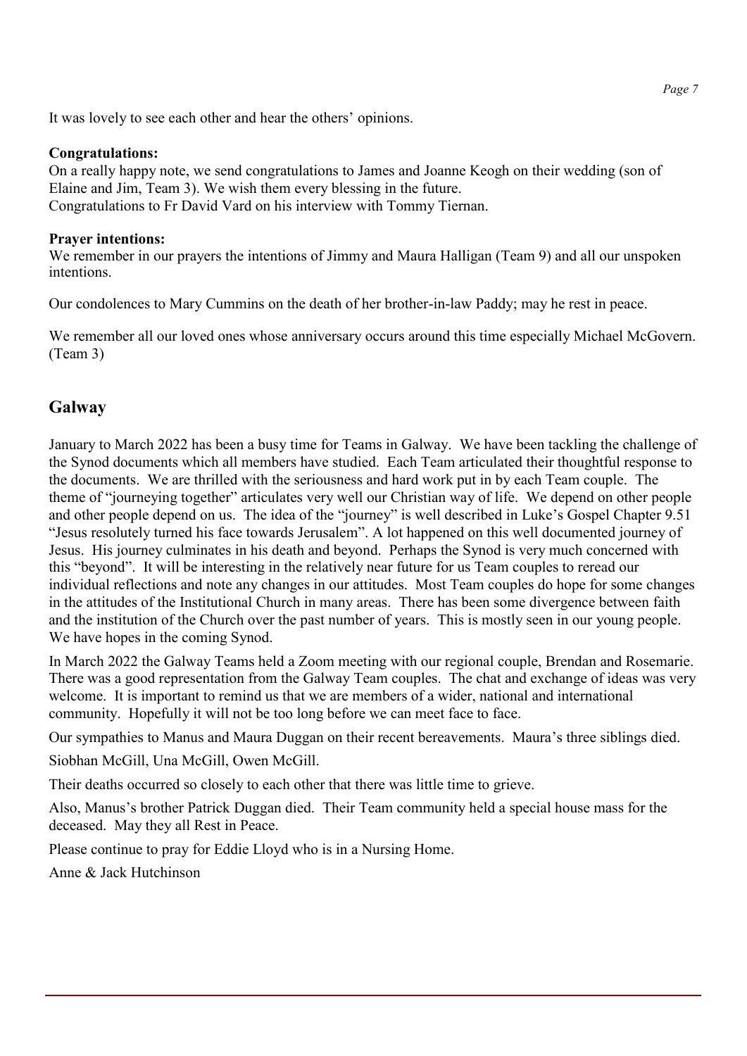It was lovely to see each other and hear the others' opinions.

**Congratulations:**
On a really happy note, we send congratulations to James and Joanne Keogh on their wedding (son of Elaine and Jim, Team 3). We wish them every blessing in the future.
Congratulations to Fr David Vard on his interview with Tommy Tiernan.

**Prayer intentions:**
We remember in our prayers the intentions of Jimmy and Maura Halligan (Team 9) and all our unspoken intentions.

Our condolences to Mary Cummins on the death of her brother-in-law Paddy; may he rest in peace.

We remember all our loved ones whose anniversary occurs around this time especially Michael McGovern. (Team 3)

## Galway

January to March 2022 has been a busy time for Teams in Galway. We have been tackling the challenge of the Synod documents which all members have studied. Each Team articulated their thoughtful response to the documents. We are thrilled with the seriousness and hard work put in by each Team couple. The theme of "journeying together" articulates very well our Christian way of life. We depend on other people and other people depend on us. The idea of the "journey" is well described in Luke's Gospel Chapter 9.51 "Jesus resolutely turned his face towards Jerusalem". A lot happened on this well documented journey of Jesus. His journey culminates in his death and beyond. Perhaps the Synod is very much concerned with this "beyond". It will be interesting in the relatively near future for us Team couples to reread our individual reflections and note any changes in our attitudes. Most Team couples do hope for some changes in the attitudes of the Institutional Church in many areas. There has been some divergence between faith and the institution of the Church over the past number of years. This is mostly seen in our young people. We have hopes in the coming Synod.

In March 2022 the Galway Teams held a Zoom meeting with our regional couple, Brendan and Rosemarie. There was a good representation from the Galway Team couples. The chat and exchange of ideas was very welcome. It is important to remind us that we are members of a wider, national and international community. Hopefully it will not be too long before we can meet face to face.

Our sympathies to Manus and Maura Duggan on their recent bereavements. Maura's three siblings died.

Siobhan McGill, Una McGill, Owen McGill.

Their deaths occurred so closely to each other that there was little time to grieve.

Also, Manus's brother Patrick Duggan died. Their Team community held a special house mass for the deceased. May they all Rest in Peace.

Please continue to pray for Eddie Lloyd who is in a Nursing Home.

Anne & Jack Hutchinson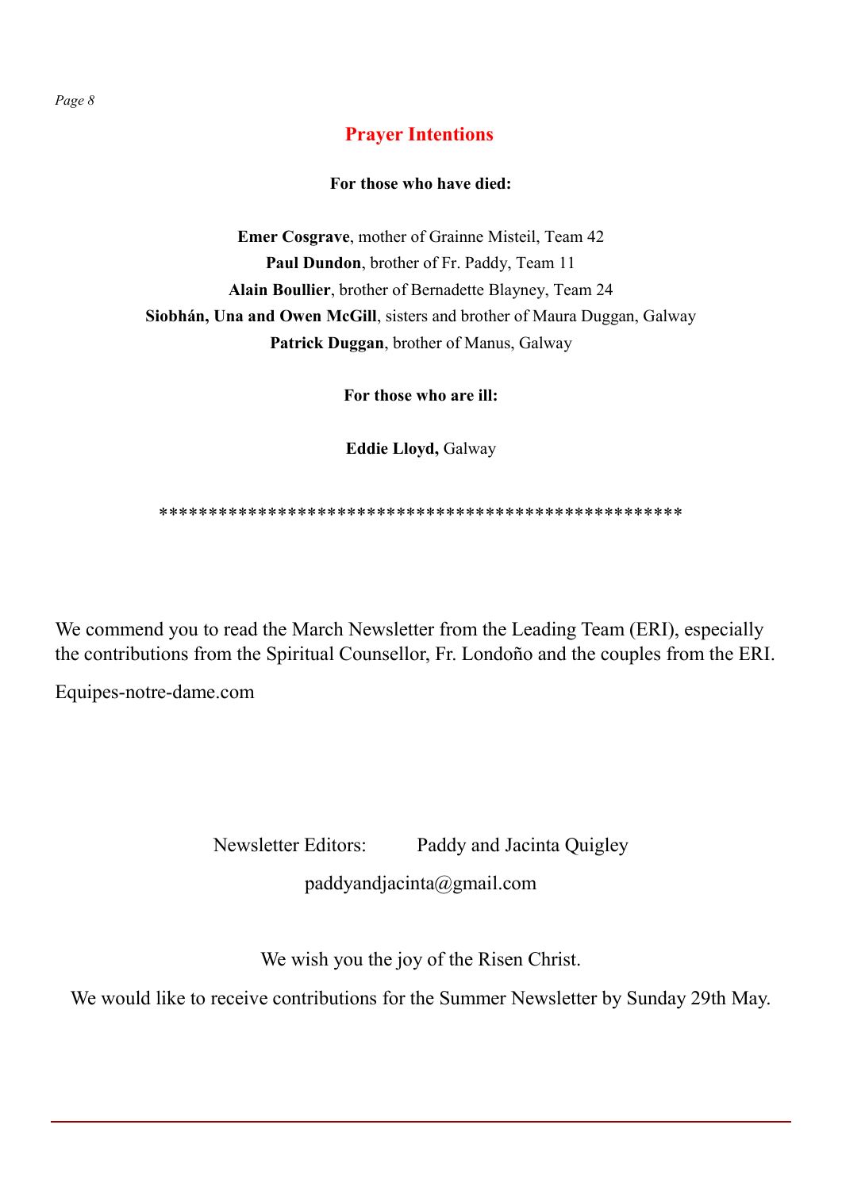## Prayer Intentions

**For those who have died:**

**Emer Cosgrave**, mother of Grainne Misteil, Team 42
**Paul Dundon**, brother of Fr. Paddy, Team 11
**Alain Boullier**, brother of Bernadette Blayney, Team 24
**Siobhán, Una and Owen McGill**, sisters and brother of Maura Duggan, Galway
**Patrick Duggan**, brother of Manus, Galway

**For those who are ill:**

**Eddie Lloyd,** Galway

****************************************************

We commend you to read the March Newsletter from the Leading Team (ERI), especially the contributions from the Spiritual Counsellor, Fr. Londoño and the couples from the ERI.

Equipes-notre-dame.com

Newsletter Editors: Paddy and Jacinta Quigley

paddyandjacinta@gmail.com

We wish you the joy of the Risen Christ.

We would like to receive contributions for the Summer Newsletter by Sunday 29th May.